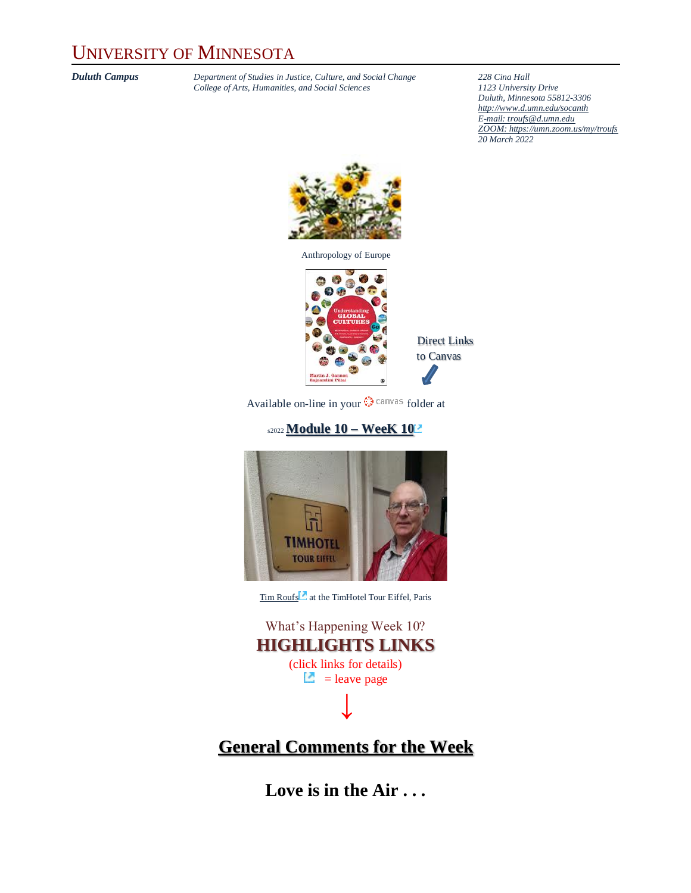# UNIVERSITY OF MINNESOTA

***Duluth Campus***

*Department of Studies in Justice, Culture, and Social Change*
*College of Arts, Humanities, and Social Sciences*

*228 Cina Hall*
*1123 University Drive*
*Duluth, Minnesota 55812-3306*
*http://www.d.umn.edu/socanth*
*E-mail: troufs@d.umn.edu*
*ZOOM: https://umn.zoom.us/my/troufs*
*20 March 2022*

Anthropology of Europe

Direct Links to Canvas

Available on-line in your canvas folder at

s2022 **Module 10 – WeeK 10**

Tim Roufs at the TimHotel Tour Eiffel, Paris

What's Happening Week 10?

**HIGHLIGHTS LINKS**

(click links for details)

= leave page

↓

## General Comments for the Week

**Love is in the Air . . .**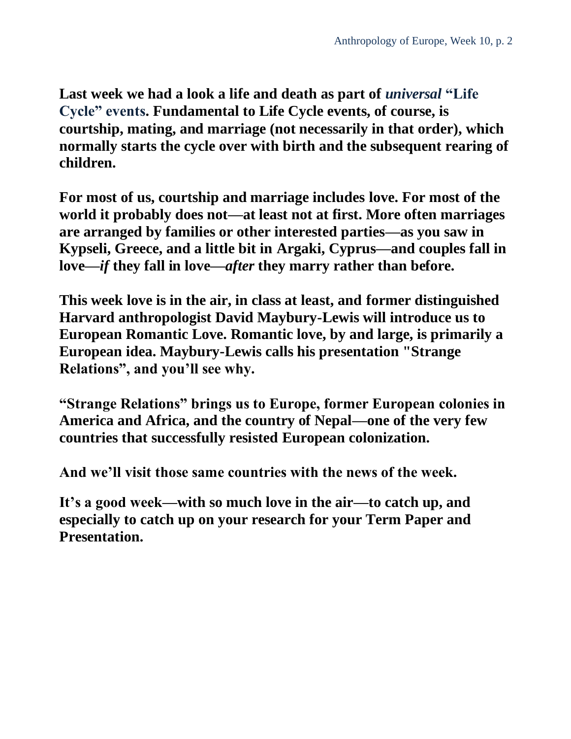**Last week we had a look a life and death as part of *universal* "Life Cycle" events. Fundamental to Life Cycle events, of course, is courtship, mating, and marriage (not necessarily in that order), which normally starts the cycle over with birth and the subsequent rearing of children.**

**For most of us, courtship and marriage includes love. For most of the world it probably does not—at least not at first. More often marriages are arranged by families or other interested parties—as you saw in Kypseli, Greece, and a little bit in Argaki, Cyprus—and couples fall in love—*if* they fall in love—*after* they marry rather than before.**

**This week love is in the air, in class at least, and former distinguished Harvard anthropologist David Maybury-Lewis will introduce us to European Romantic Love. Romantic love, by and large, is primarily a European idea. Maybury-Lewis calls his presentation "Strange Relations", and you'll see why.**

**"Strange Relations" brings us to Europe, former European colonies in America and Africa, and the country of Nepal—one of the very few countries that successfully resisted European colonization.**

**And we'll visit those same countries with the news of the week.**

**It's a good week—with so much love in the air—to catch up, and especially to catch up on your research for your Term Paper and Presentation.**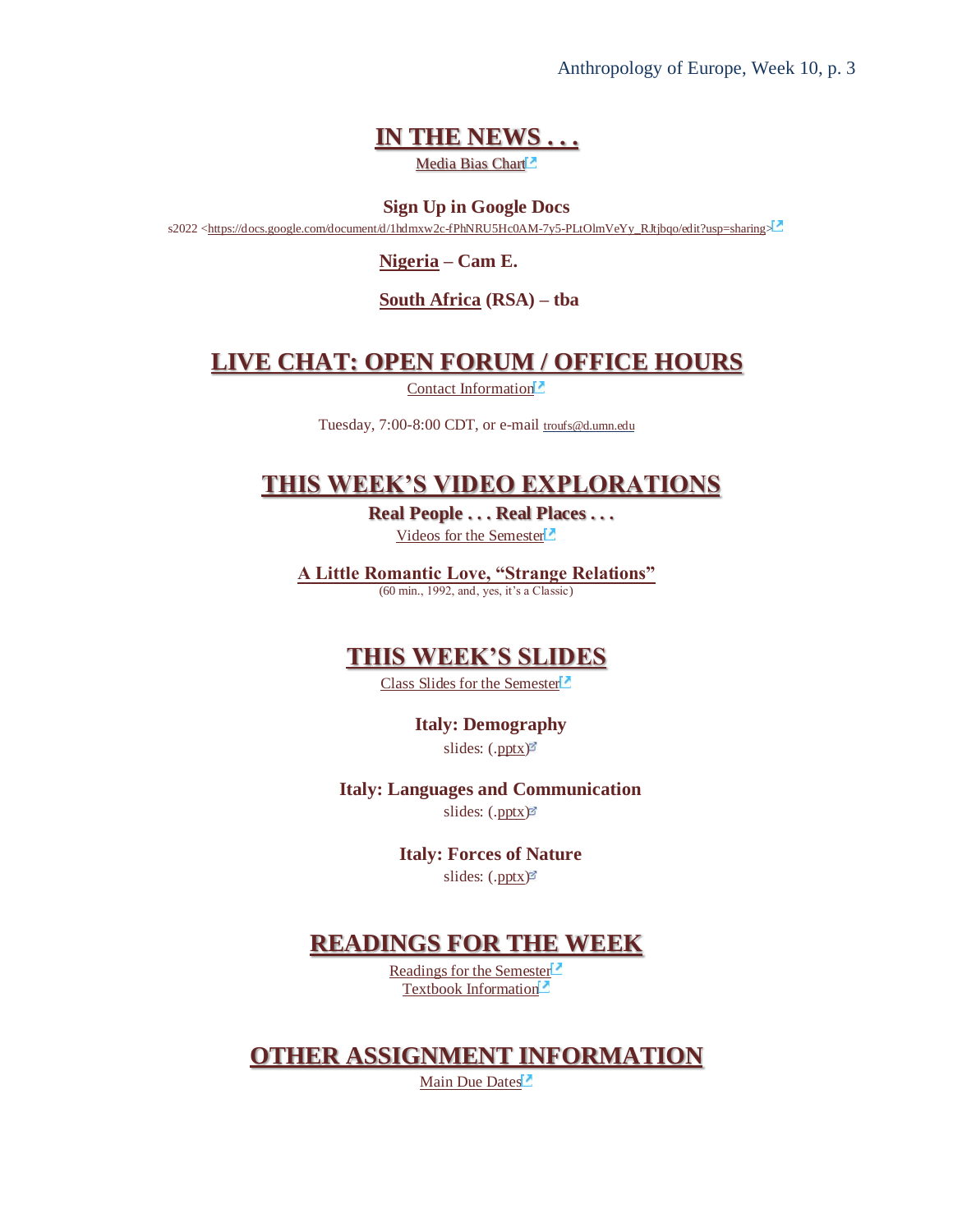## IN THE NEWS . . .

Media Bias Chart

**Sign Up in Google Docs**

s2022 <https://docs.google.com/document/d/1hdmxw2c-fPhNRU5Hc0AM-7y5-PLtOlmVeYy_RJtjbqo/edit?usp=sharing>

**Nigeria – Cam E.**

**South Africa (RSA) – tba**

## LIVE CHAT: OPEN FORUM / OFFICE HOURS

Contact Information

Tuesday, 7:00-8:00 CDT, or e-mail troufs@d.umn.edu

## THIS WEEK'S VIDEO EXPLORATIONS

**Real People . . . Real Places . . .**

Videos for the Semester

**A Little Romantic Love, "Strange Relations"**

(60 min., 1992, and, yes, it's a Classic)

## THIS WEEK'S SLIDES

Class Slides for the Semester

**Italy: Demography**

slides: (.pptx)

**Italy: Languages and Communication**

slides: (.pptx)

**Italy: Forces of Nature**

slides: (.pptx)

## READINGS FOR THE WEEK

Readings for the Semester

Textbook Information

## OTHER ASSIGNMENT INFORMATION

Main Due Dates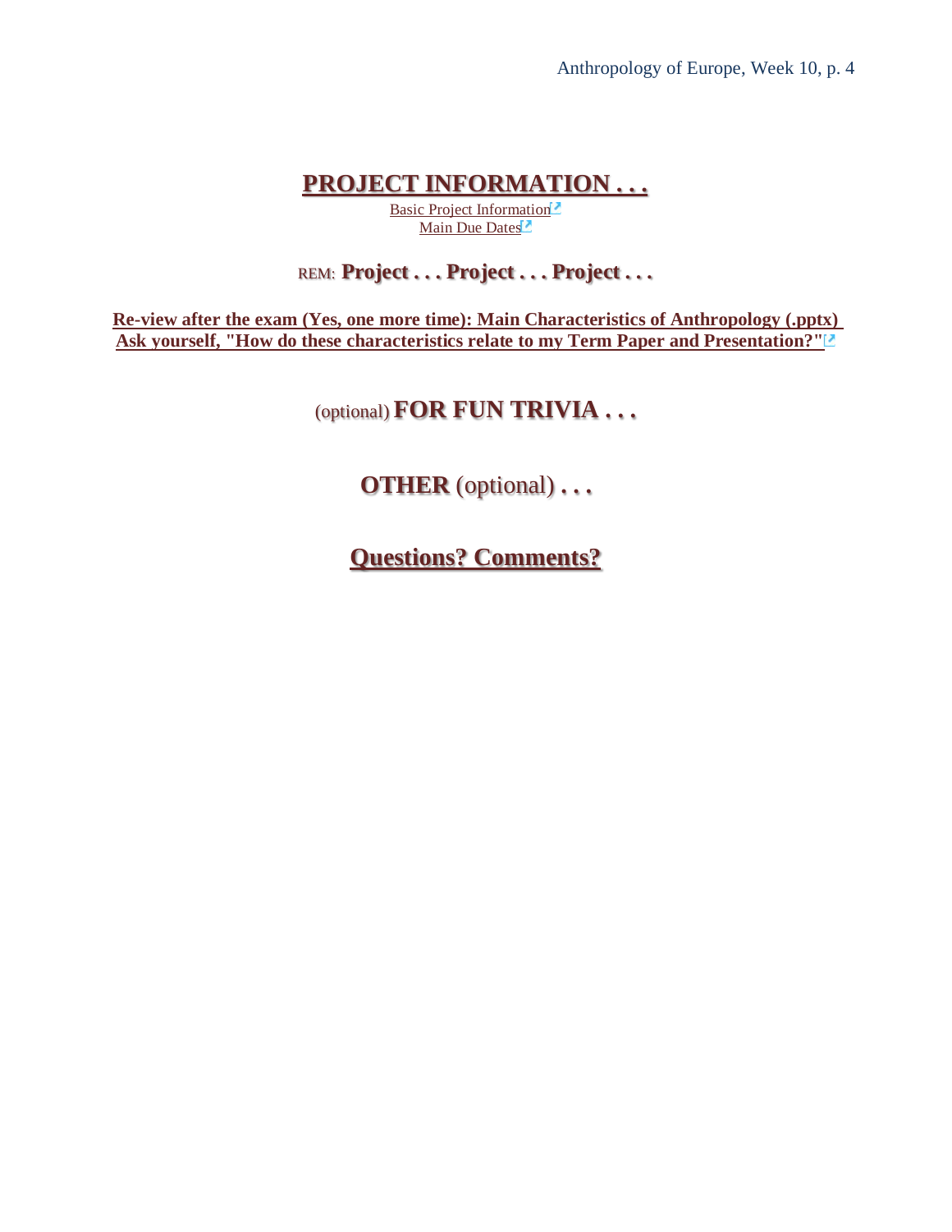## **PROJECT INFORMATION . . .**

Basic Project Information
Main Due Dates

REM: **Project . . . Project . . . Project . . .**

**Re-view after the exam (Yes, one more time): Main Characteristics of Anthropology (.pptx)**
**Ask yourself, "How do these characteristics relate to my Term Paper and Presentation?"**

## (optional) **FOR FUN TRIVIA . . .**

## **OTHER** (optional) **. . .**

## **Questions? Comments?**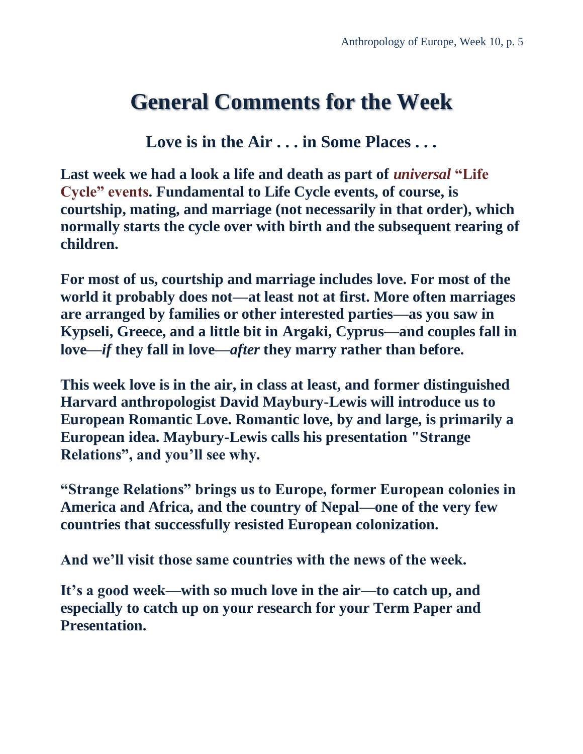# General Comments for the Week

## Love is in the Air . . . in Some Places . . .

**Last week we had a look a life and death as part of *universal* "Life Cycle" events. Fundamental to Life Cycle events, of course, is courtship, mating, and marriage (not necessarily in that order), which normally starts the cycle over with birth and the subsequent rearing of children.**

**For most of us, courtship and marriage includes love. For most of the world it probably does not—at least not at first. More often marriages are arranged by families or other interested parties—as you saw in Kypseli, Greece, and a little bit in Argaki, Cyprus—and couples fall in love—*if* they fall in love—*after* they marry rather than before.**

**This week love is in the air, in class at least, and former distinguished Harvard anthropologist David Maybury-Lewis will introduce us to European Romantic Love. Romantic love, by and large, is primarily a European idea. Maybury-Lewis calls his presentation "Strange Relations", and you'll see why.**

**"Strange Relations" brings us to Europe, former European colonies in America and Africa, and the country of Nepal—one of the very few countries that successfully resisted European colonization.**

**And we'll visit those same countries with the news of the week.**

**It's a good week—with so much love in the air—to catch up, and especially to catch up on your research for your Term Paper and Presentation.**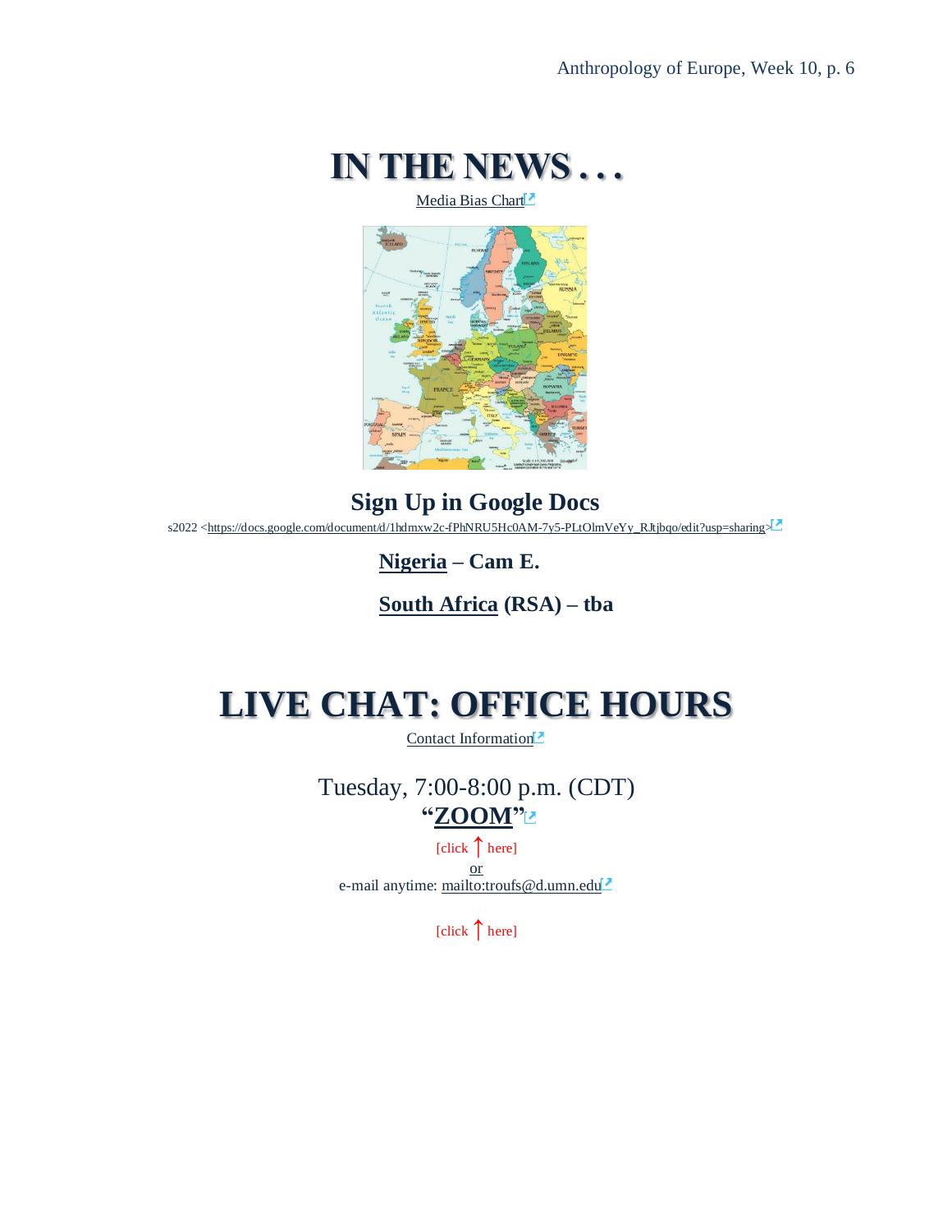# IN THE NEWS . . .

Media Bias Chart

## Sign Up in Google Docs

s2022 <https://docs.google.com/document/d/1hdmxw2c-fPhNRU5Hc0AM-7y5-PLtOlmVeYy_RJtjbqo/edit?usp=sharing>

**Nigeria – Cam E.**

**South Africa (RSA) – tba**

# LIVE CHAT: OFFICE HOURS

Contact Information

Tuesday, 7:00-8:00 p.m. (CDT)

**"ZOOM"**

[click ↑ here]

or

e-mail anytime: mailto:troufs@d.umn.edu

[click ↑ here]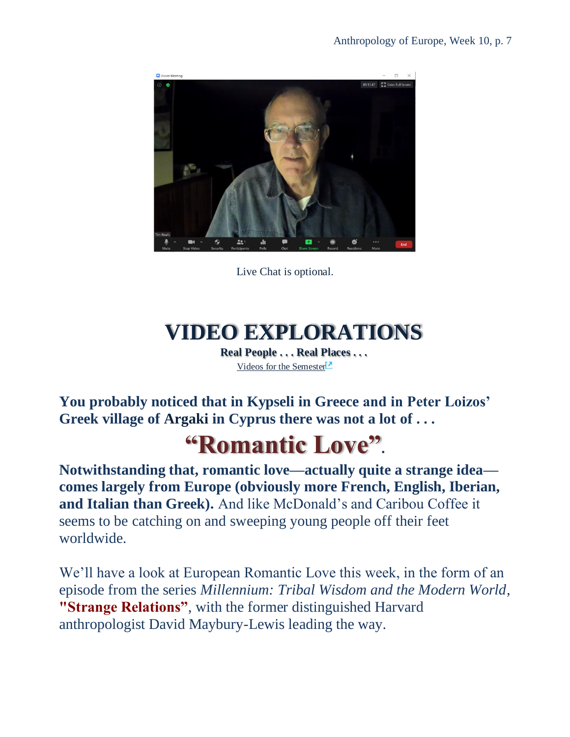Live Chat is optional.

# VIDEO EXPLORATIONS

**Real People . . . Real Places . . .**

Videos for the Semester

**You probably noticed that in Kypseli in Greece and in Peter Loizos' Greek village of Argaki in Cyprus there was not a lot of . . .**

## "Romantic Love".

**Notwithstanding that, romantic love—actually quite a strange idea—comes largely from Europe (obviously more French, English, Iberian, and Italian than Greek).** And like McDonald's and Caribou Coffee it seems to be catching on and sweeping young people off their feet worldwide.

We'll have a look at European Romantic Love this week, in the form of an episode from the series *Millennium: Tribal Wisdom and the Modern World*, **"Strange Relations"**, with the former distinguished Harvard anthropologist David Maybury-Lewis leading the way.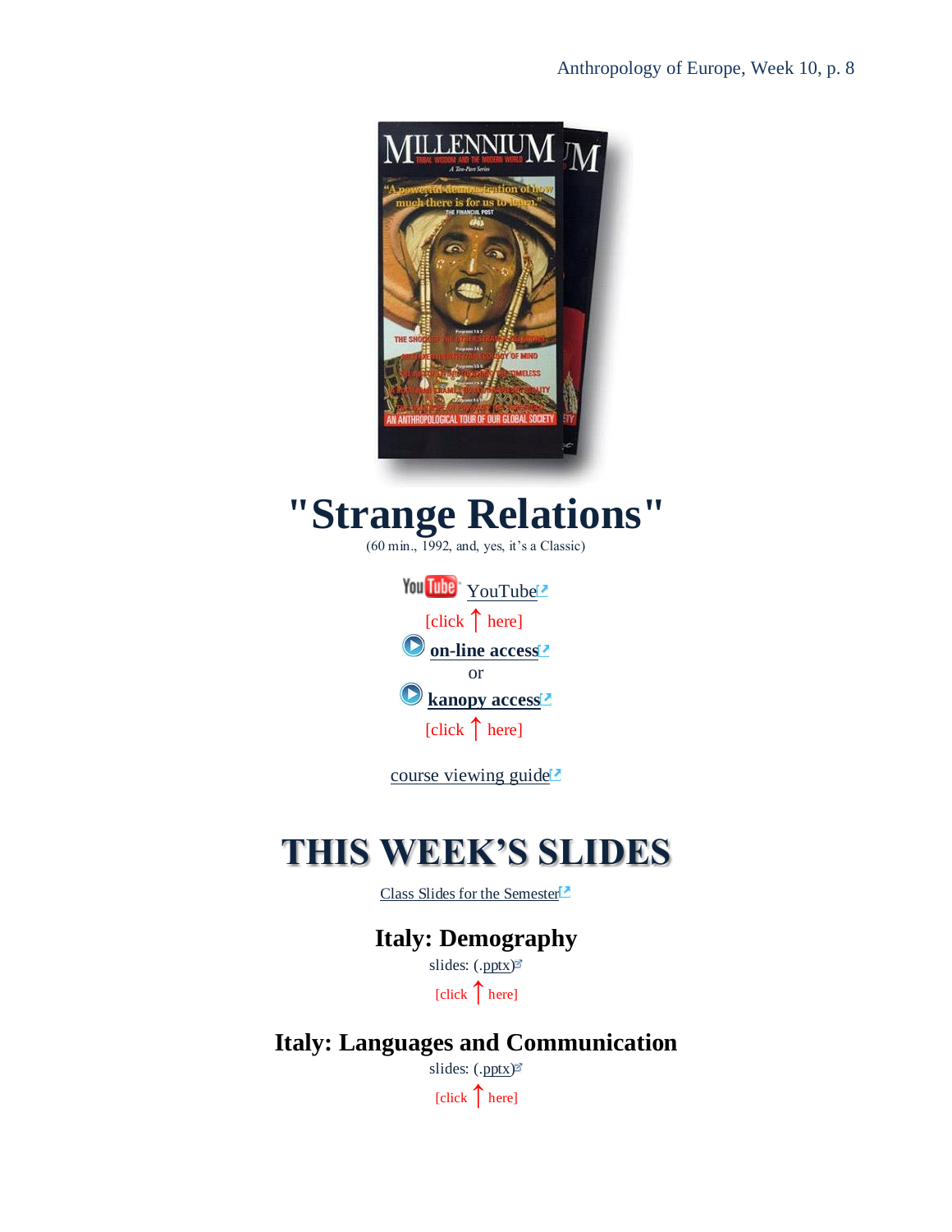# "Strange Relations"

(60 min., 1992, and, yes, it's a Classic)

YouTube

[click ↑ here]

**on-line access**

or

**kanopy access**

[click ↑ here]

course viewing guide

# THIS WEEK'S SLIDES

Class Slides for the Semester

## Italy: Demography

slides: (.pptx)

[click ↑ here]

## Italy: Languages and Communication

slides: (.pptx)

[click ↑ here]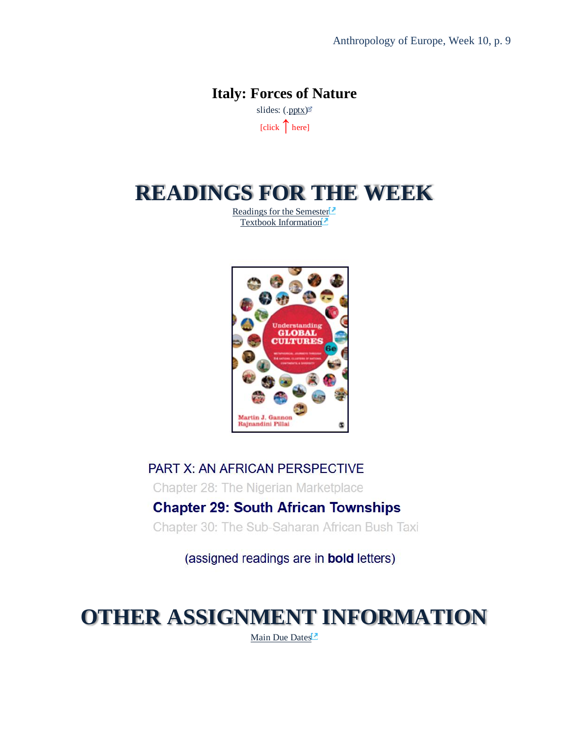## Italy: Forces of Nature

slides: (.pptx)

[click ↑ here]

# READINGS FOR THE WEEK

Readings for the Semester

Textbook Information

PART X: AN AFRICAN PERSPECTIVE

Chapter 28: The Nigerian Marketplace

**Chapter 29: South African Townships**

Chapter 30: The Sub-Saharan African Bush Taxi

(assigned readings are in **bold** letters)

# OTHER ASSIGNMENT INFORMATION

Main Due Dates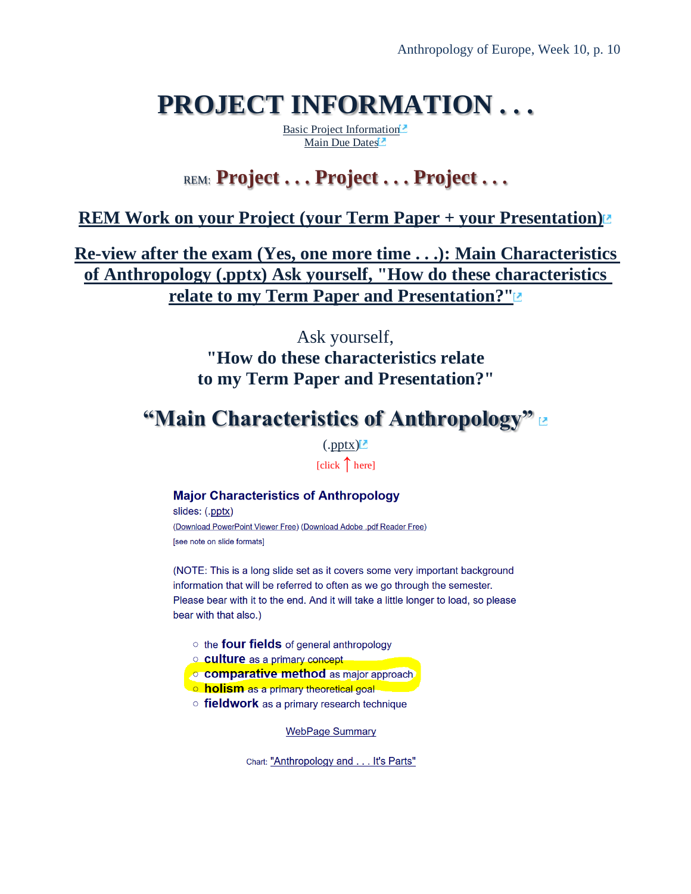# PROJECT INFORMATION . . .

Basic Project Information
Main Due Dates

## REM: Project . . . Project . . . Project . . .

## REM Work on your Project (your Term Paper + your Presentation)

## Re-view after the exam (Yes, one more time . . .): Main Characteristics of Anthropology (.pptx) Ask yourself, "How do these characteristics relate to my Term Paper and Presentation?"

Ask yourself,
**"How do these characteristics relate to my Term Paper and Presentation?"**

## "Main Characteristics of Anthropology"

(.pptx)
[click ↑ here]

### Major Characteristics of Anthropology

slides: (.pptx)

(Download PowerPoint Viewer Free) (Download Adobe .pdf Reader Free)

[see note on slide formats]

(NOTE: This is a long slide set as it covers some very important background information that will be referred to often as we go through the semester. Please bear with it to the end. And it will take a little longer to load, so please bear with that also.)

- the **four fields** of general anthropology
- **culture** as a primary concept
- **comparative method** as major approach
- **holism** as a primary theoretical goal
- **fieldwork** as a primary research technique

WebPage Summary

Chart: "Anthropology and . . . It's Parts"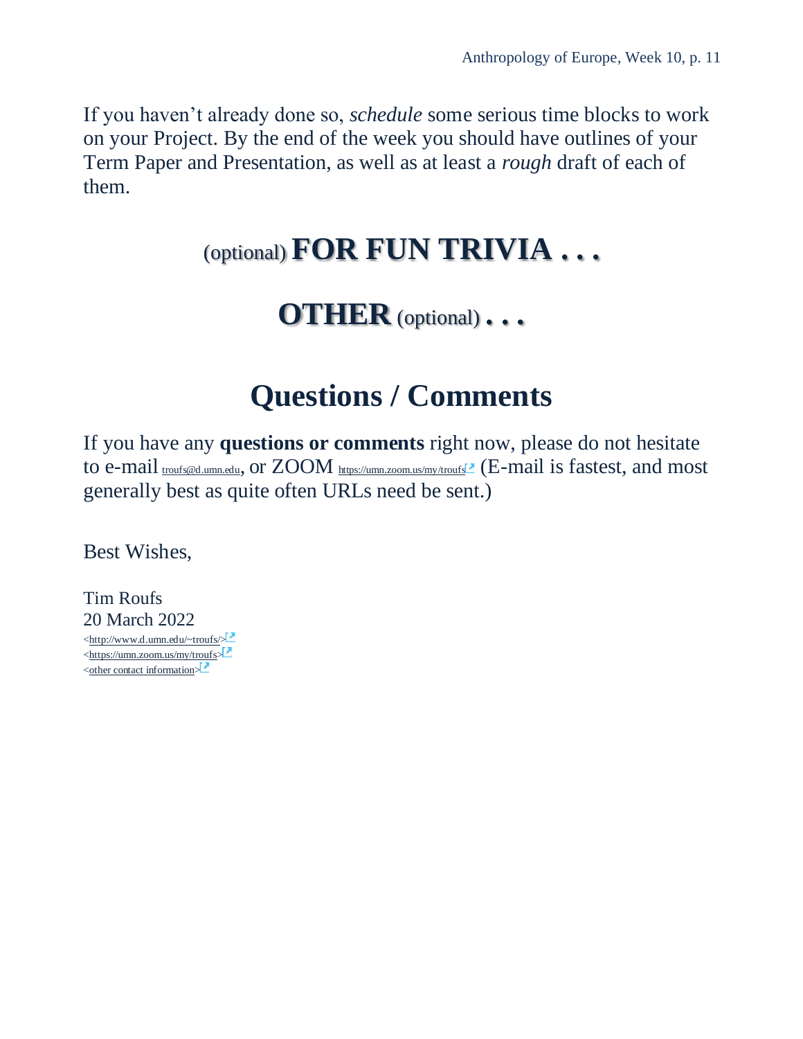If you haven't already done so, *schedule* some serious time blocks to work on your Project. By the end of the week you should have outlines of your Term Paper and Presentation, as well as at least a *rough* draft of each of them.

## (optional) **FOR FUN TRIVIA . . .**

## **OTHER** (optional) **. . .**

# Questions / Comments

If you have any **questions or comments** right now, please do not hesitate to e-mail troufs@d.umn.edu, or ZOOM https://umn.zoom.us/my/troufs (E-mail is fastest, and most generally best as quite often URLs need be sent.)

Best Wishes,

Tim Roufs
20 March 2022
<http://www.d.umn.edu/~troufs/>
<https://umn.zoom.us/my/troufs>
<other contact information>